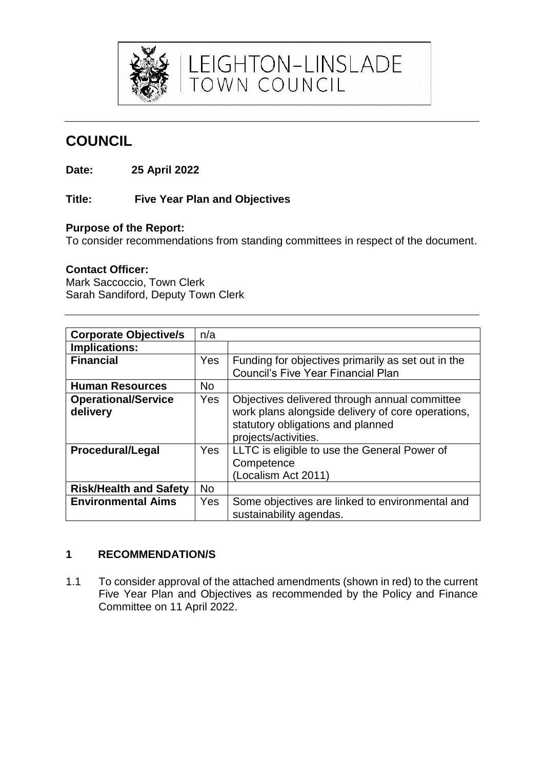LEIGHTON-LINSLADE TOWN COUNCIL

# COUNCIL

**Date: 25 April 2022**

**Title: Five Year Plan and Objectives**

**Purpose of the Report:**
To consider recommendations from standing committees in respect of the document.

**Contact Officer:**
Mark Saccoccio, Town Clerk
Sarah Sandiford, Deputy Town Clerk

| **Corporate Objective/s** | n/a | |
|---|---|---|
| **Implications:** | | |
| **Financial** | Yes | Funding for objectives primarily as set out in the Council's Five Year Financial Plan |
| **Human Resources** | No | |
| **Operational/Service delivery** | Yes | Objectives delivered through annual committee work plans alongside delivery of core operations, statutory obligations and planned projects/activities. |
| **Procedural/Legal** | Yes | LLTC is eligible to use the General Power of Competence (Localism Act 2011) |
| **Risk/Health and Safety** | No | |
| **Environmental Aims** | Yes | Some objectives are linked to environmental and sustainability agendas. |

## 1 RECOMMENDATION/S

1.1 To consider approval of the attached amendments (shown in red) to the current Five Year Plan and Objectives as recommended by the Policy and Finance Committee on 11 April 2022.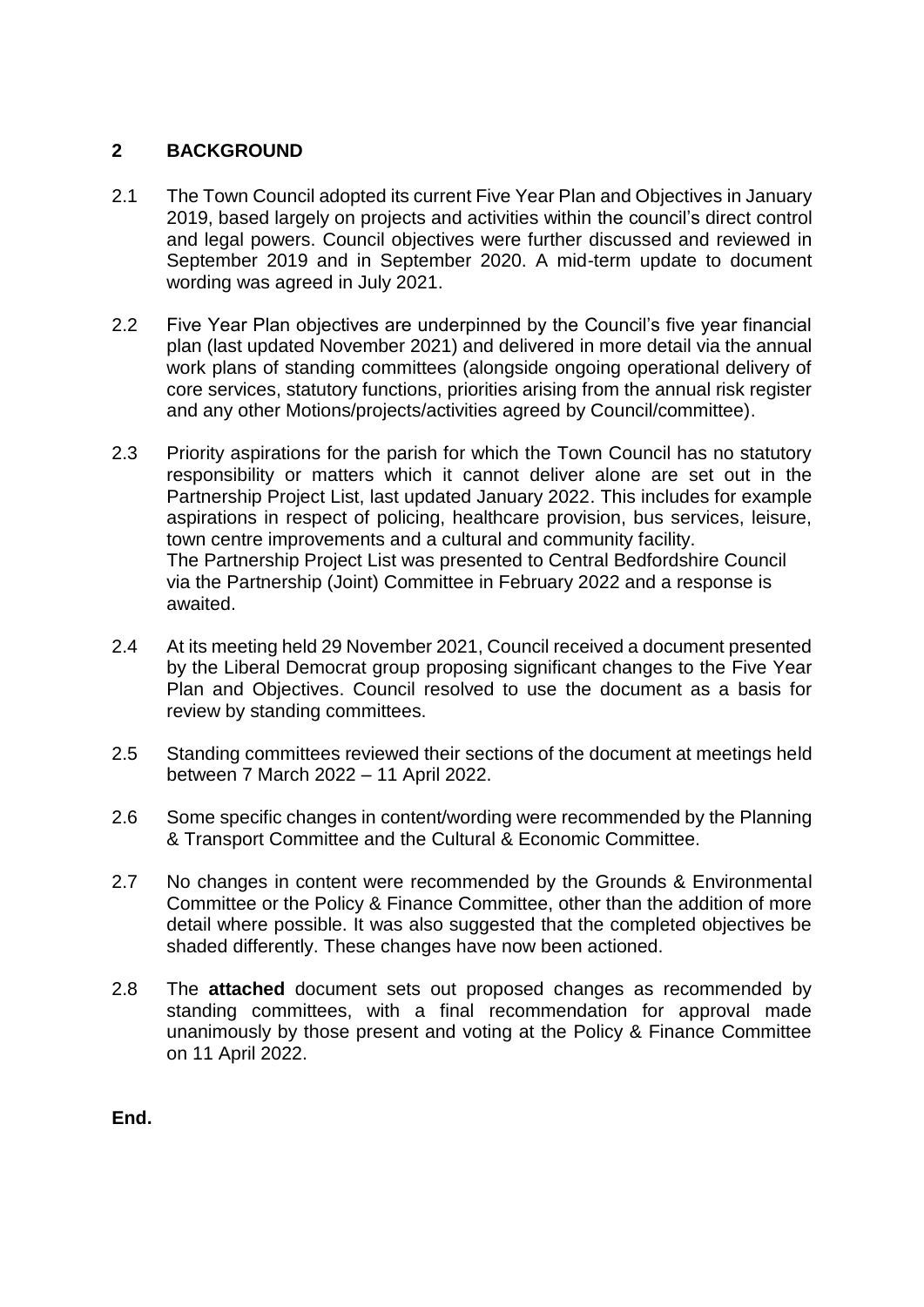## 2 BACKGROUND

2.1 The Town Council adopted its current Five Year Plan and Objectives in January 2019, based largely on projects and activities within the council's direct control and legal powers. Council objectives were further discussed and reviewed in September 2019 and in September 2020. A mid-term update to document wording was agreed in July 2021.

2.2 Five Year Plan objectives are underpinned by the Council's five year financial plan (last updated November 2021) and delivered in more detail via the annual work plans of standing committees (alongside ongoing operational delivery of core services, statutory functions, priorities arising from the annual risk register and any other Motions/projects/activities agreed by Council/committee).

2.3 Priority aspirations for the parish for which the Town Council has no statutory responsibility or matters which it cannot deliver alone are set out in the Partnership Project List, last updated January 2022. This includes for example aspirations in respect of policing, healthcare provision, bus services, leisure, town centre improvements and a cultural and community facility.
The Partnership Project List was presented to Central Bedfordshire Council via the Partnership (Joint) Committee in February 2022 and a response is awaited.

2.4 At its meeting held 29 November 2021, Council received a document presented by the Liberal Democrat group proposing significant changes to the Five Year Plan and Objectives. Council resolved to use the document as a basis for review by standing committees.

2.5 Standing committees reviewed their sections of the document at meetings held between 7 March 2022 – 11 April 2022.

2.6 Some specific changes in content/wording were recommended by the Planning & Transport Committee and the Cultural & Economic Committee.

2.7 No changes in content were recommended by the Grounds & Environmental Committee or the Policy & Finance Committee, other than the addition of more detail where possible. It was also suggested that the completed objectives be shaded differently. These changes have now been actioned.

2.8 The **attached** document sets out proposed changes as recommended by standing committees, with a final recommendation for approval made unanimously by those present and voting at the Policy & Finance Committee on 11 April 2022.

**End.**